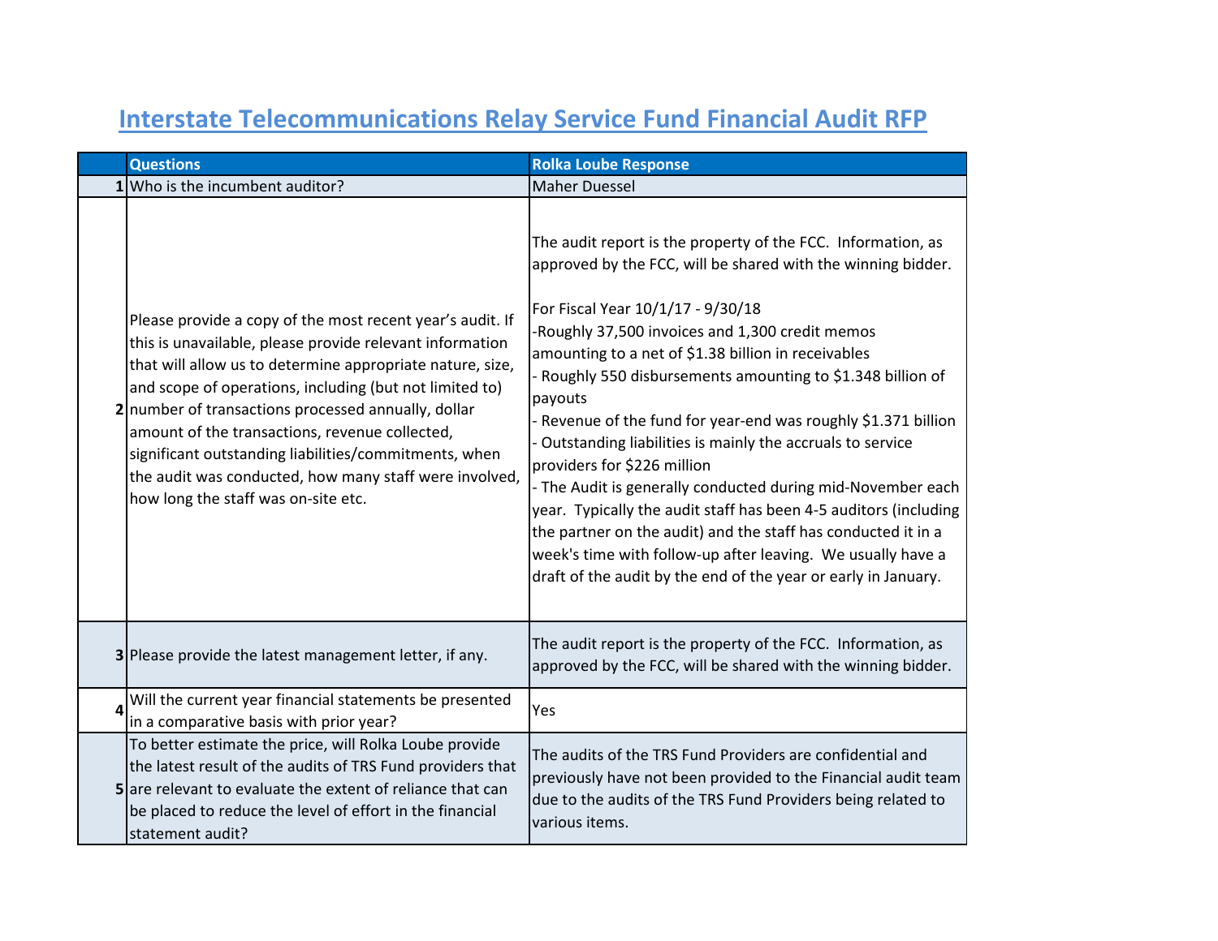# Interstate Telecommunications Relay Service Fund Financial Audit RFP

| | Questions | Rolka Loube Response |
|---|---|---|
| 1 | Who is the incumbent auditor? | Maher Duessel |
| 2 | Please provide a copy of the most recent year's audit. If this is unavailable, please provide relevant information that will allow us to determine appropriate nature, size, and scope of operations, including (but not limited to) number of transactions processed annually, dollar amount of the transactions, revenue collected, significant outstanding liabilities/commitments, when the audit was conducted, how many staff were involved, how long the staff was on-site etc. | The audit report is the property of the FCC. Information, as approved by the FCC, will be shared with the winning bidder.<br><br>For Fiscal Year 10/1/17 - 9/30/18<br>-Roughly 37,500 invoices and 1,300 credit memos amounting to a net of $1.38 billion in receivables<br>- Roughly 550 disbursements amounting to $1.348 billion of payouts<br>- Revenue of the fund for year-end was roughly $1.371 billion<br>- Outstanding liabilities is mainly the accruals to service providers for $226 million<br>- The Audit is generally conducted during mid-November each year. Typically the audit staff has been 4-5 auditors (including the partner on the audit) and the staff has conducted it in a week's time with follow-up after leaving. We usually have a draft of the audit by the end of the year or early in January. |
| 3 | Please provide the latest management letter, if any. | The audit report is the property of the FCC. Information, as approved by the FCC, will be shared with the winning bidder. |
| 4 | Will the current year financial statements be presented in a comparative basis with prior year? | Yes |
| 5 | To better estimate the price, will Rolka Loube provide the latest result of the audits of TRS Fund providers that are relevant to evaluate the extent of reliance that can be placed to reduce the level of effort in the financial statement audit? | The audits of the TRS Fund Providers are confidential and previously have not been provided to the Financial audit team due to the audits of the TRS Fund Providers being related to various items. |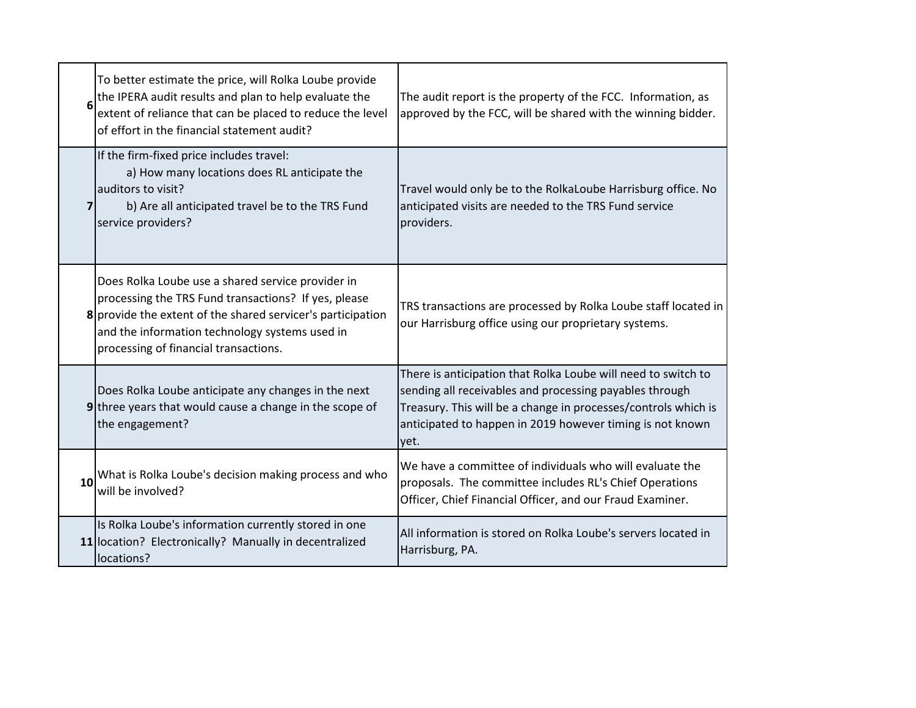| | | |
|---|---|---|
| **6** | To better estimate the price, will Rolka Loube provide the IPERA audit results and plan to help evaluate the extent of reliance that can be placed to reduce the level of effort in the financial statement audit? | The audit report is the property of the FCC. Information, as approved by the FCC, will be shared with the winning bidder. |
| **7** | If the firm-fixed price includes travel:<br>a) How many locations does RL anticipate the auditors to visit?<br>b) Are all anticipated travel be to the TRS Fund service providers? | Travel would only be to the RolkaLoube Harrisburg office. No anticipated visits are needed to the TRS Fund service providers. |
| **8** | Does Rolka Loube use a shared service provider in processing the TRS Fund transactions? If yes, please provide the extent of the shared servicer's participation and the information technology systems used in processing of financial transactions. | TRS transactions are processed by Rolka Loube staff located in our Harrisburg office using our proprietary systems. |
| **9** | Does Rolka Loube anticipate any changes in the next three years that would cause a change in the scope of the engagement? | There is anticipation that Rolka Loube will need to switch to sending all receivables and processing payables through Treasury. This will be a change in processes/controls which is anticipated to happen in 2019 however timing is not known yet. |
| **10** | What is Rolka Loube's decision making process and who will be involved? | We have a committee of individuals who will evaluate the proposals. The committee includes RL's Chief Operations Officer, Chief Financial Officer, and our Fraud Examiner. |
| **11** | Is Rolka Loube's information currently stored in one location? Electronically? Manually in decentralized locations? | All information is stored on Rolka Loube's servers located in Harrisburg, PA. |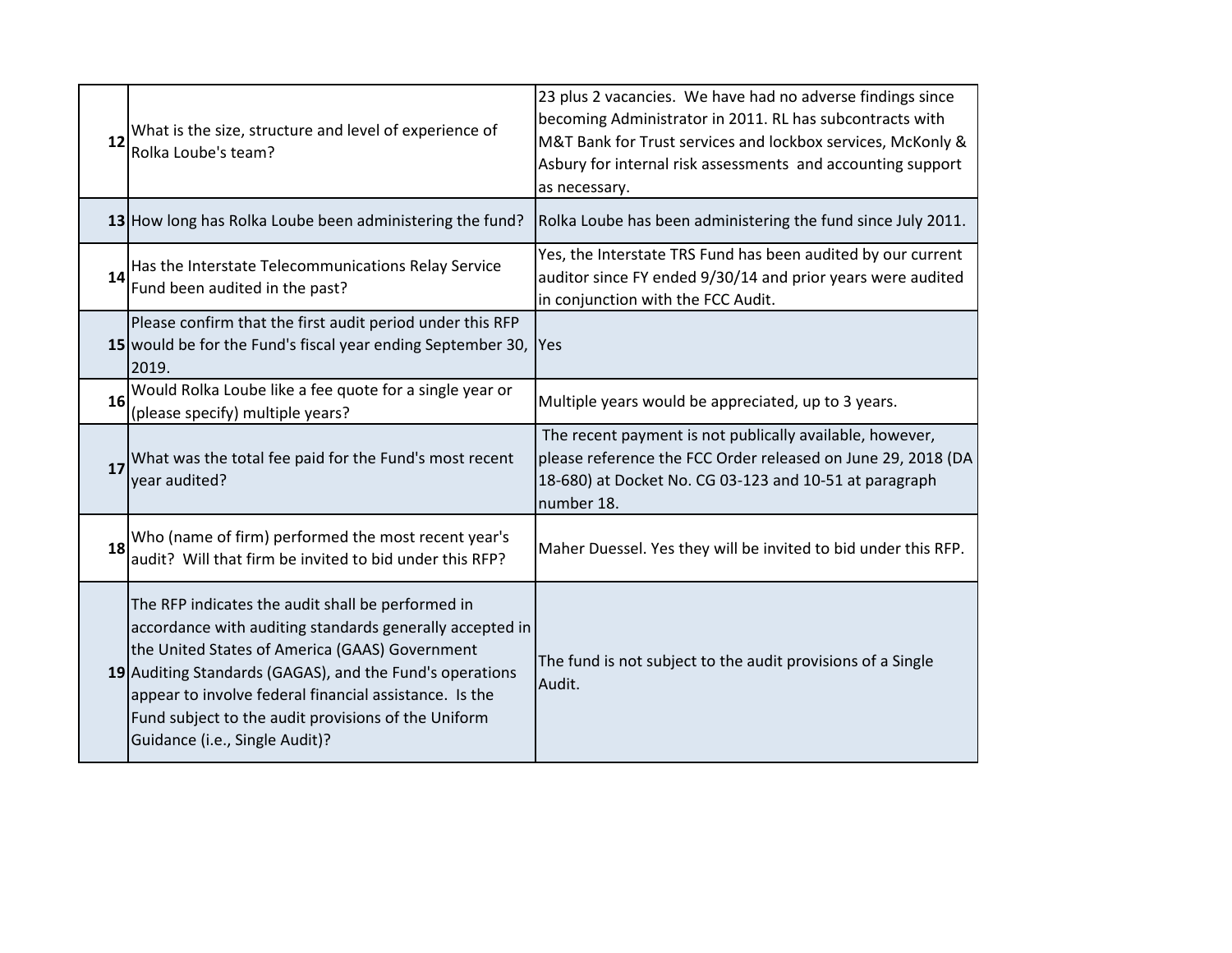| | | |
|---|---|---|
| **12** | What is the size, structure and level of experience of Rolka Loube's team? | 23 plus 2 vacancies. We have had no adverse findings since becoming Administrator in 2011. RL has subcontracts with M&T Bank for Trust services and lockbox services, McKonly & Asbury for internal risk assessments and accounting support as necessary. |
| **13** | How long has Rolka Loube been administering the fund? | Rolka Loube has been administering the fund since July 2011. |
| **14** | Has the Interstate Telecommunications Relay Service Fund been audited in the past? | Yes, the Interstate TRS Fund has been audited by our current auditor since FY ended 9/30/14 and prior years were audited in conjunction with the FCC Audit. |
| **15** | Please confirm that the first audit period under this RFP would be for the Fund's fiscal year ending September 30, 2019. | Yes |
| **16** | Would Rolka Loube like a fee quote for a single year or (please specify) multiple years? | Multiple years would be appreciated, up to 3 years. |
| **17** | What was the total fee paid for the Fund's most recent year audited? | The recent payment is not publically available, however, please reference the FCC Order released on June 29, 2018 (DA 18-680) at Docket No. CG 03-123 and 10-51 at paragraph number 18. |
| **18** | Who (name of firm) performed the most recent year's audit? Will that firm be invited to bid under this RFP? | Maher Duessel. Yes they will be invited to bid under this RFP. |
| **19** | The RFP indicates the audit shall be performed in accordance with auditing standards generally accepted in the United States of America (GAAS) Government Auditing Standards (GAGAS), and the Fund's operations appear to involve federal financial assistance. Is the Fund subject to the audit provisions of the Uniform Guidance (i.e., Single Audit)? | The fund is not subject to the audit provisions of a Single Audit. |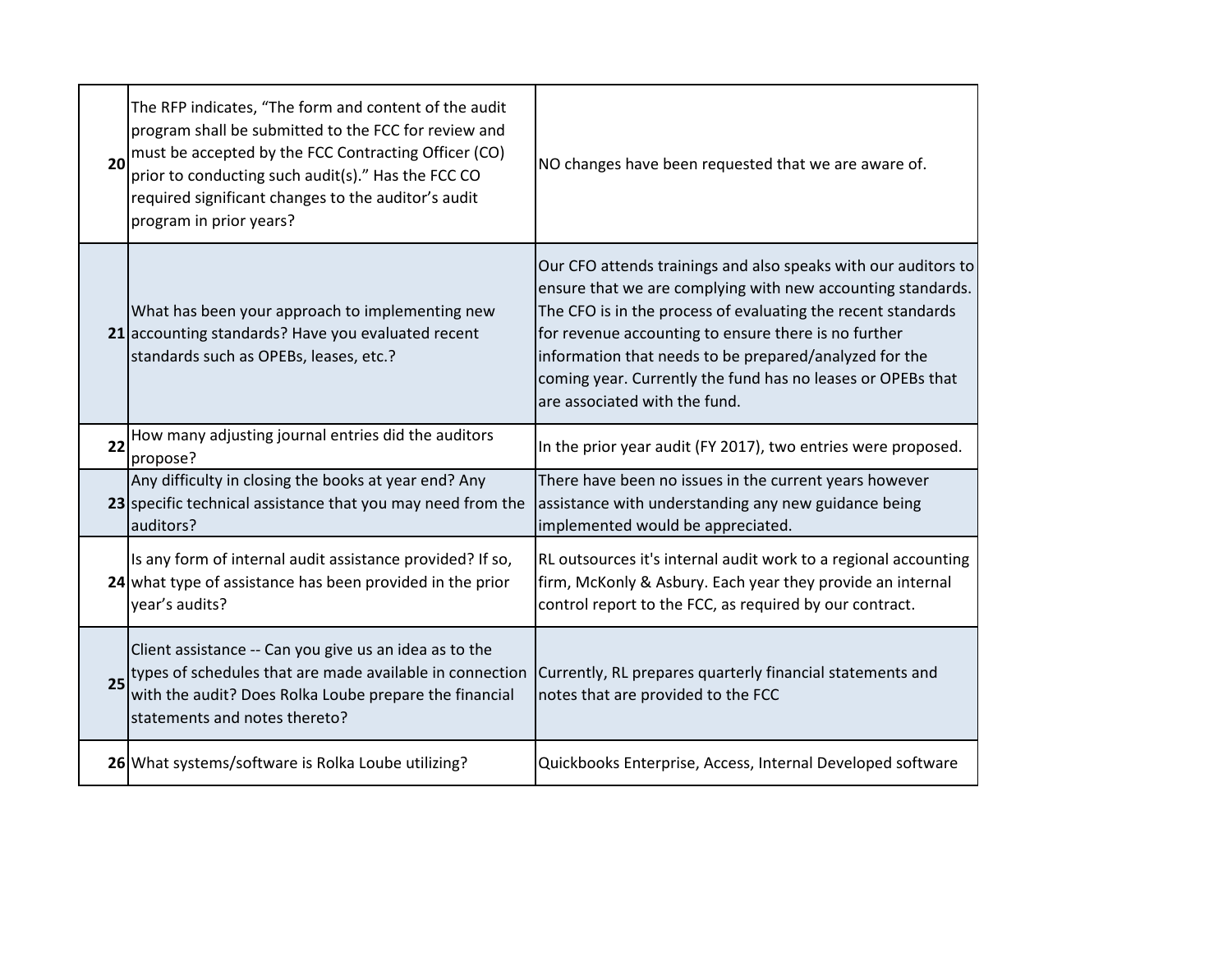| | | |
|---|---|---|
| **20** | The RFP indicates, "The form and content of the audit program shall be submitted to the FCC for review and must be accepted by the FCC Contracting Officer (CO) prior to conducting such audit(s)." Has the FCC CO required significant changes to the auditor's audit program in prior years? | NO changes have been requested that we are aware of. |
| **21** | What has been your approach to implementing new accounting standards? Have you evaluated recent standards such as OPEBs, leases, etc.? | Our CFO attends trainings and also speaks with our auditors to ensure that we are complying with new accounting standards. The CFO is in the process of evaluating the recent standards for revenue accounting to ensure there is no further information that needs to be prepared/analyzed for the coming year. Currently the fund has no leases or OPEBs that are associated with the fund. |
| **22** | How many adjusting journal entries did the auditors propose? | In the prior year audit (FY 2017), two entries were proposed. |
| **23** | Any difficulty in closing the books at year end? Any specific technical assistance that you may need from the auditors? | There have been no issues in the current years however assistance with understanding any new guidance being implemented would be appreciated. |
| **24** | Is any form of internal audit assistance provided? If so, what type of assistance has been provided in the prior year's audits? | RL outsources it's internal audit work to a regional accounting firm, McKonly & Asbury. Each year they provide an internal control report to the FCC, as required by our contract. |
| **25** | Client assistance -- Can you give us an idea as to the types of schedules that are made available in connection with the audit? Does Rolka Loube prepare the financial statements and notes thereto? | Currently, RL prepares quarterly financial statements and notes that are provided to the FCC |
| **26** | What systems/software is Rolka Loube utilizing? | Quickbooks Enterprise, Access, Internal Developed software |